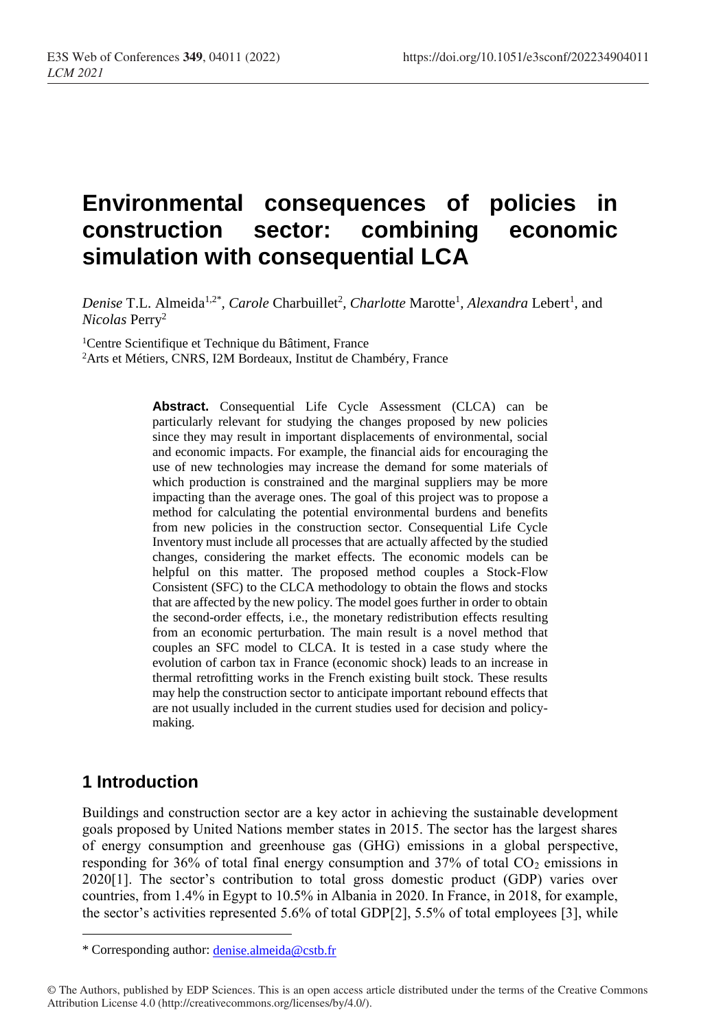# Environmental consequences of policies in construction sector: combining economic simulation with consequential LCA

*Denise* T.L. Almeida[1,2*], *Carole* Charbuillet[2], *Charlotte* Marotte[1], *Alexandra* Lebert[1], and *Nicolas* Perry[2]

[1]Centre Scientifique et Technique du Bâtiment, France

[2]Arts et Métiers, CNRS, I2M Bordeaux, Institut de Chambéry, France

**Abstract.** Consequential Life Cycle Assessment (CLCA) can be particularly relevant for studying the changes proposed by new policies since they may result in important displacements of environmental, social and economic impacts. For example, the financial aids for encouraging the use of new technologies may increase the demand for some materials of which production is constrained and the marginal suppliers may be more impacting than the average ones. The goal of this project was to propose a method for calculating the potential environmental burdens and benefits from new policies in the construction sector. Consequential Life Cycle Inventory must include all processes that are actually affected by the studied changes, considering the market effects. The economic models can be helpful on this matter. The proposed method couples a Stock-Flow Consistent (SFC) to the CLCA methodology to obtain the flows and stocks that are affected by the new policy. The model goes further in order to obtain the second-order effects, i.e., the monetary redistribution effects resulting from an economic perturbation. The main result is a novel method that couples an SFC model to CLCA. It is tested in a case study where the evolution of carbon tax in France (economic shock) leads to an increase in thermal retrofitting works in the French existing built stock. These results may help the construction sector to anticipate important rebound effects that are not usually included in the current studies used for decision and policy-making.

## 1 Introduction

Buildings and construction sector are a key actor in achieving the sustainable development goals proposed by United Nations member states in 2015. The sector has the largest shares of energy consumption and greenhouse gas (GHG) emissions in a global perspective, responding for 36% of total final energy consumption and 37% of total $CO_2$ emissions in 2020[1]. The sector's contribution to total gross domestic product (GDP) varies over countries, from 1.4% in Egypt to 10.5% in Albania in 2020. In France, in 2018, for example, the sector's activities represented 5.6% of total GDP[2], 5.5% of total employees [3], while

* Corresponding author: denise.almeida@cstb.fr

© The Authors, published by EDP Sciences. This is an open access article distributed under the terms of the Creative Commons Attribution License 4.0 (http://creativecommons.org/licenses/by/4.0/).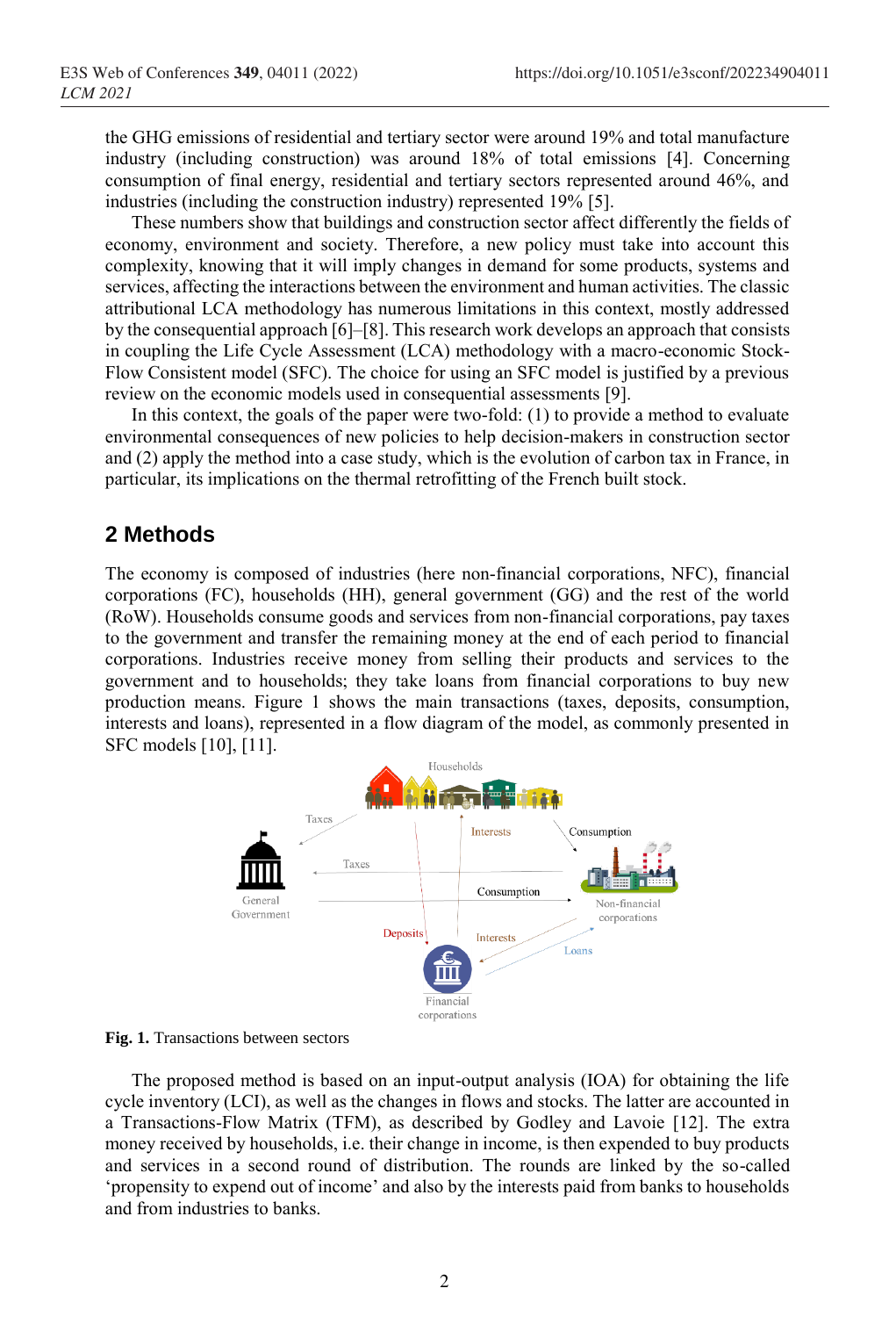the GHG emissions of residential and tertiary sector were around 19% and total manufacture industry (including construction) was around 18% of total emissions [4]. Concerning consumption of final energy, residential and tertiary sectors represented around 46%, and industries (including the construction industry) represented 19% [5].

These numbers show that buildings and construction sector affect differently the fields of economy, environment and society. Therefore, a new policy must take into account this complexity, knowing that it will imply changes in demand for some products, systems and services, affecting the interactions between the environment and human activities. The classic attributional LCA methodology has numerous limitations in this context, mostly addressed by the consequential approach [6]–[8]. This research work develops an approach that consists in coupling the Life Cycle Assessment (LCA) methodology with a macro-economic Stock-Flow Consistent model (SFC). The choice for using an SFC model is justified by a previous review on the economic models used in consequential assessments [9].

In this context, the goals of the paper were two-fold: (1) to provide a method to evaluate environmental consequences of new policies to help decision-makers in construction sector and (2) apply the method into a case study, which is the evolution of carbon tax in France, in particular, its implications on the thermal retrofitting of the French built stock.

## 2 Methods

The economy is composed of industries (here non-financial corporations, NFC), financial corporations (FC), households (HH), general government (GG) and the rest of the world (RoW). Households consume goods and services from non-financial corporations, pay taxes to the government and transfer the remaining money at the end of each period to financial corporations. Industries receive money from selling their products and services to the government and to households; they take loans from financial corporations to buy new production means. Figure 1 shows the main transactions (taxes, deposits, consumption, interests and loans), represented in a flow diagram of the model, as commonly presented in SFC models [10], [11].

**Fig. 1.** Transactions between sectors

The proposed method is based on an input-output analysis (IOA) for obtaining the life cycle inventory (LCI), as well as the changes in flows and stocks. The latter are accounted in a Transactions-Flow Matrix (TFM), as described by Godley and Lavoie [12]. The extra money received by households, i.e. their change in income, is then expended to buy products and services in a second round of distribution. The rounds are linked by the so-called 'propensity to expend out of income' and also by the interests paid from banks to households and from industries to banks.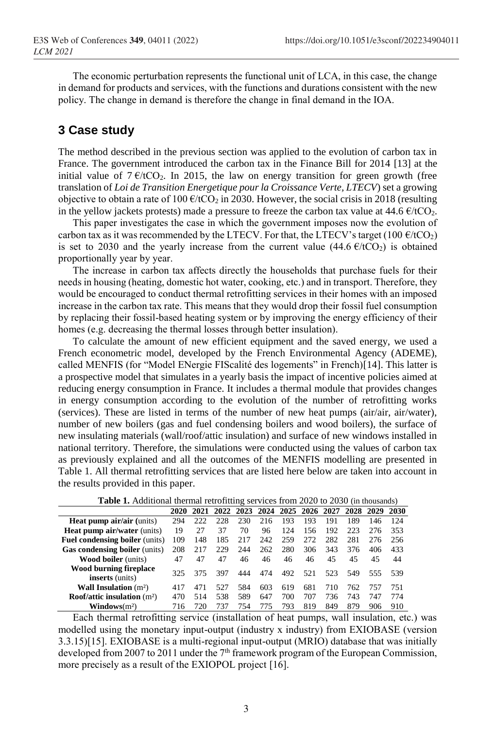The economic perturbation represents the functional unit of LCA, in this case, the change in demand for products and services, with the functions and durations consistent with the new policy. The change in demand is therefore the change in final demand in the IOA.

## 3 Case study

The method described in the previous section was applied to the evolution of carbon tax in France. The government introduced the carbon tax in the Finance Bill for 2014 [13] at the initial value of 7 €/t$CO_2$. In 2015, the law on energy transition for green growth (free translation of *Loi de Transition Energetique pour la Croissance Verte, LTECV*) set a growing objective to obtain a rate of 100 €/t$CO_2$ in 2030. However, the social crisis in 2018 (resulting in the yellow jackets protests) made a pressure to freeze the carbon tax value at 44.6 €/t$CO_2$.

This paper investigates the case in which the government imposes now the evolution of carbon tax as it was recommended by the LTECV. For that, the LTECV's target (100 €/t$CO_2$) is set to 2030 and the yearly increase from the current value (44.6 €/t$CO_2$) is obtained proportionally year by year.

The increase in carbon tax affects directly the households that purchase fuels for their needs in housing (heating, domestic hot water, cooking, etc.) and in transport. Therefore, they would be encouraged to conduct thermal retrofitting services in their homes with an imposed increase in the carbon tax rate. This means that they would drop their fossil fuel consumption by replacing their fossil-based heating system or by improving the energy efficiency of their homes (e.g. decreasing the thermal losses through better insulation).

To calculate the amount of new efficient equipment and the saved energy, we used a French econometric model, developed by the French Environmental Agency (ADEME), called MENFIS (for "Model ENergie FIScalité des logements" in French)[14]. This latter is a prospective model that simulates in a yearly basis the impact of incentive policies aimed at reducing energy consumption in France. It includes a thermal module that provides changes in energy consumption according to the evolution of the number of retrofitting works (services). These are listed in terms of the number of new heat pumps (air/air, air/water), number of new boilers (gas and fuel condensing boilers and wood boilers), the surface of new insulating materials (wall/roof/attic insulation) and surface of new windows installed in national territory. Therefore, the simulations were conducted using the values of carbon tax as previously explained and all the outcomes of the MENFIS modelling are presented in Table 1. All thermal retrofitting services that are listed here below are taken into account in the results provided in this paper.

**Table 1.** Additional thermal retrofitting services from 2020 to 2030 (in thousands)

| | 2020 | 2021 | 2022 | 2023 | 2024 | 2025 | 2026 | 2027 | 2028 | 2029 | 2030 |
|---|---|---|---|---|---|---|---|---|---|---|---|
| **Heat pump air/air** (units) | 294 | 222 | 228 | 230 | 216 | 193 | 193 | 191 | 189 | 146 | 124 |
| **Heat pump air/water** (units) | 19 | 27 | 37 | 70 | 96 | 124 | 156 | 192 | 223 | 276 | 353 |
| **Fuel condensing boiler** (units) | 109 | 148 | 185 | 217 | 242 | 259 | 272 | 282 | 281 | 276 | 256 |
| **Gas condensing boiler** (units) | 208 | 217 | 229 | 244 | 262 | 280 | 306 | 343 | 376 | 406 | 433 |
| **Wood boiler** (units) | 47 | 47 | 47 | 46 | 46 | 46 | 46 | 45 | 45 | 45 | 44 |
| **Wood burning fireplace inserts** (units) | 325 | 375 | 397 | 444 | 474 | 492 | 521 | 523 | 549 | 555 | 539 |
| **Wall Insulation** ($m^2$) | 417 | 471 | 527 | 584 | 603 | 619 | 681 | 710 | 762 | 757 | 751 |
| **Roof/attic insulation** ($m^2$) | 470 | 514 | 538 | 589 | 647 | 700 | 707 | 736 | 743 | 747 | 774 |
| **Windows**($m^2$) | 716 | 720 | 737 | 754 | 775 | 793 | 819 | 849 | 879 | 906 | 910 |

Each thermal retrofitting service (installation of heat pumps, wall insulation, etc.) was modelled using the monetary input-output (industry x industry) from EXIOBASE (version 3.3.15)[15]. EXIOBASE is a multi-regional input-output (MRIO) database that was initially developed from 2007 to 2011 under the 7th framework program of the European Commission, more precisely as a result of the EXIOPOL project [16].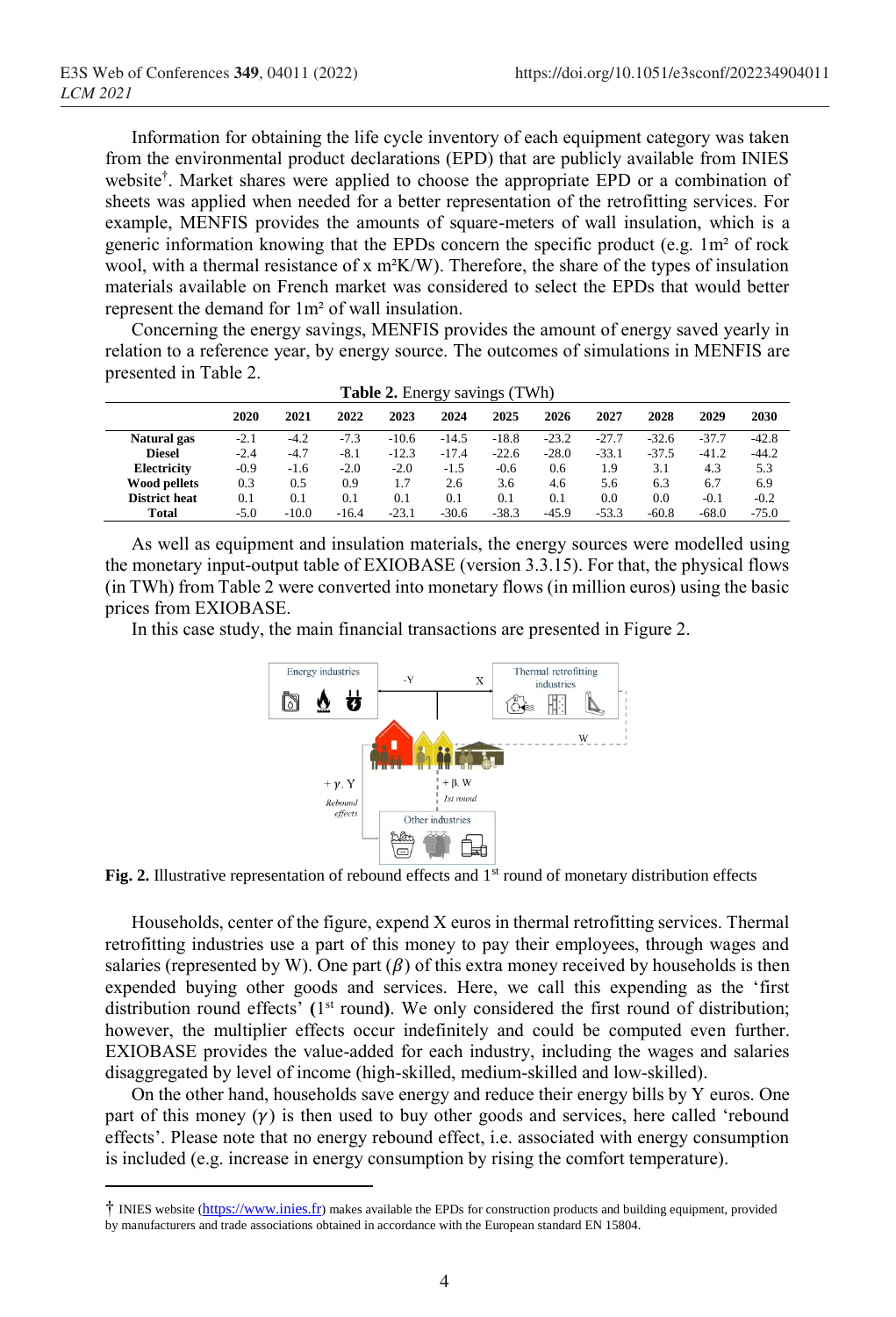Information for obtaining the life cycle inventory of each equipment category was taken from the environmental product declarations (EPD) that are publicly available from INIES website[†]. Market shares were applied to choose the appropriate EPD or a combination of sheets was applied when needed for a better representation of the retrofitting services. For example, MENFIS provides the amounts of square-meters of wall insulation, which is a generic information knowing that the EPDs concern the specific product (e.g. 1m² of rock wool, with a thermal resistance of x m²K/W). Therefore, the share of the types of insulation materials available on French market was considered to select the EPDs that would better represent the demand for 1m² of wall insulation.

Concerning the energy savings, MENFIS provides the amount of energy saved yearly in relation to a reference year, by energy source. The outcomes of simulations in MENFIS are presented in Table 2.

**Table 2.** Energy savings (TWh)

| | 2020 | 2021 | 2022 | 2023 | 2024 | 2025 | 2026 | 2027 | 2028 | 2029 | 2030 |
|---|---|---|---|---|---|---|---|---|---|---|---|
| **Natural gas** | -2.1 | -4.2 | -7.3 | -10.6 | -14.5 | -18.8 | -23.2 | -27.7 | -32.6 | -37.7 | -42.8 |
| **Diesel** | -2.4 | -4.7 | -8.1 | -12.3 | -17.4 | -22.6 | -28.0 | -33.1 | -37.5 | -41.2 | -44.2 |
| **Electricity** | -0.9 | -1.6 | -2.0 | -2.0 | -1.5 | -0.6 | 0.6 | 1.9 | 3.1 | 4.3 | 5.3 |
| **Wood pellets** | 0.3 | 0.5 | 0.9 | 1.7 | 2.6 | 3.6 | 4.6 | 5.6 | 6.3 | 6.7 | 6.9 |
| **District heat** | 0.1 | 0.1 | 0.1 | 0.1 | 0.1 | 0.1 | 0.1 | 0.0 | 0.0 | -0.1 | -0.2 |
| **Total** | -5.0 | -10.0 | -16.4 | -23.1 | -30.6 | -38.3 | -45.9 | -53.3 | -60.8 | -68.0 | -75.0 |

As well as equipment and insulation materials, the energy sources were modelled using the monetary input-output table of EXIOBASE (version 3.3.15). For that, the physical flows (in TWh) from Table 2 were converted into monetary flows (in million euros) using the basic prices from EXIOBASE.

In this case study, the main financial transactions are presented in Figure 2.

**Fig. 2.** Illustrative representation of rebound effects and 1[st] round of monetary distribution effects

Households, center of the figure, expend X euros in thermal retrofitting services. Thermal retrofitting industries use a part of this money to pay their employees, through wages and salaries (represented by W). One part ($\beta$) of this extra money received by households is then expended buying other goods and services. Here, we call this expending as the 'first distribution round effects' **(**1[st] round**)**. We only considered the first round of distribution; however, the multiplier effects occur indefinitely and could be computed even further. EXIOBASE provides the value-added for each industry, including the wages and salaries disaggregated by level of income (high-skilled, medium-skilled and low-skilled).

On the other hand, households save energy and reduce their energy bills by Y euros. One part of this money ($\gamma$) is then used to buy other goods and services, here called 'rebound effects'. Please note that no energy rebound effect, i.e. associated with energy consumption is included (e.g. increase in energy consumption by rising the comfort temperature).

---

† INIES website (https://www.inies.fr) makes available the EPDs for construction products and building equipment, provided by manufacturers and trade associations obtained in accordance with the European standard EN 15804.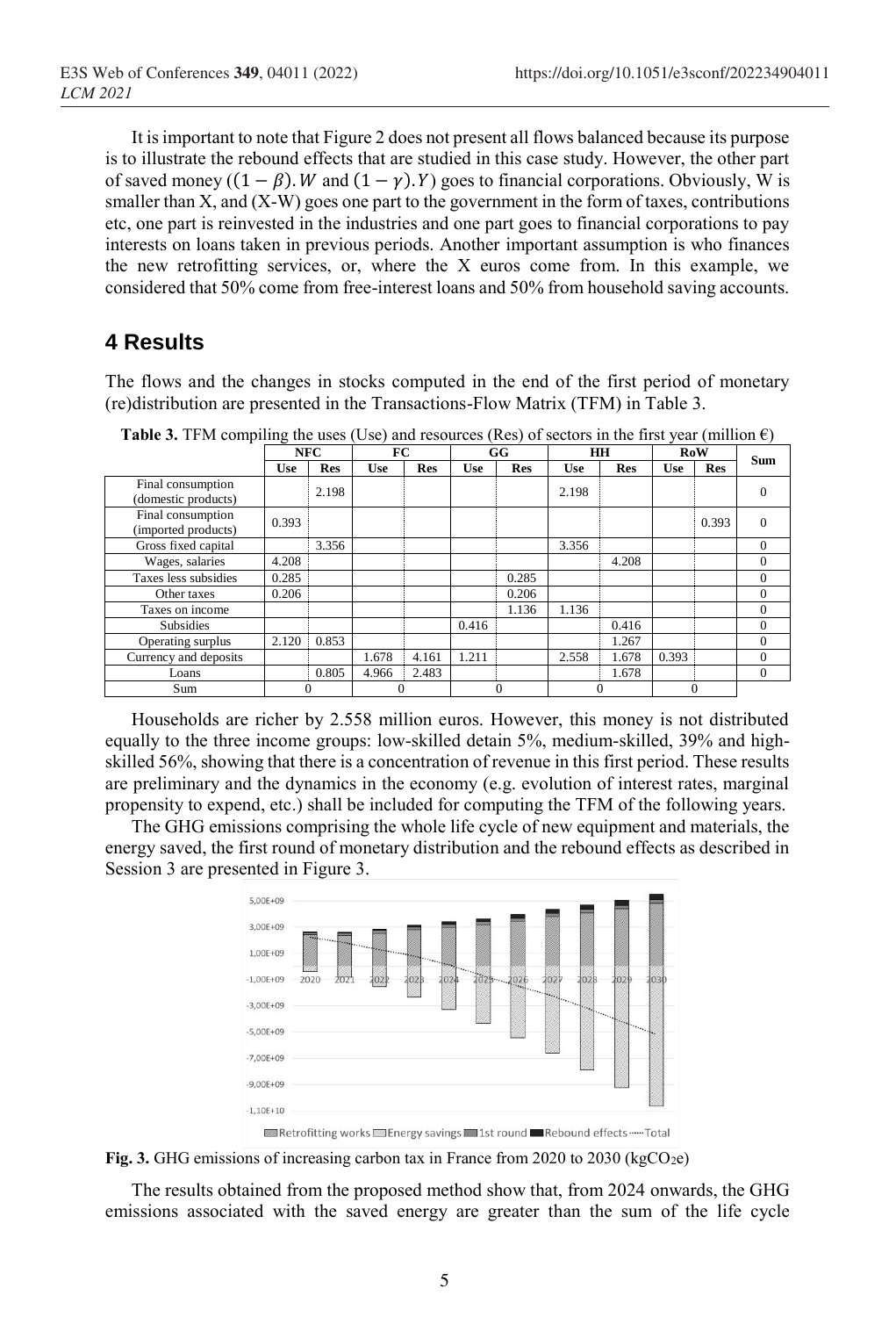It is important to note that Figure 2 does not present all flows balanced because its purpose is to illustrate the rebound effects that are studied in this case study. However, the other part of saved money ($(1-\beta).W$ and $(1-\gamma).Y$) goes to financial corporations. Obviously, W is smaller than X, and (X-W) goes one part to the government in the form of taxes, contributions etc, one part is reinvested in the industries and one part goes to financial corporations to pay interests on loans taken in previous periods. Another important assumption is who finances the new retrofitting services, or, where the X euros come from. In this example, we considered that 50% come from free-interest loans and 50% from household saving accounts.

## 4 Results

The flows and the changes in stocks computed in the end of the first period of monetary (re)distribution are presented in the Transactions-Flow Matrix (TFM) in Table 3.

**Table 3.** TFM compiling the uses (Use) and resources (Res) of sectors in the first year (million €)

| | NFC | | FC | | GG | | HH | | RoW | | Sum |
|---|---|---|---|---|---|---|---|---|---|---|---|
| | Use | Res | Use | Res | Use | Res | Use | Res | Use | Res | |
| Final consumption (domestic products) | | 2.198 | | | | | 2.198 | | | | 0 |
| Final consumption (imported products) | 0.393 | | | | | | | | | 0.393 | 0 |
| Gross fixed capital | | 3.356 | | | | | 3.356 | | | | 0 |
| Wages, salaries | 4.208 | | | | | | | 4.208 | | | 0 |
| Taxes less subsidies | 0.285 | | | | | 0.285 | | | | | 0 |
| Other taxes | 0.206 | | | | | 0.206 | | | | | 0 |
| Taxes on income | | | | | | 1.136 | 1.136 | | | | 0 |
| Subsidies | | | | | 0.416 | | | 0.416 | | | 0 |
| Operating surplus | 2.120 | 0.853 | | | | | | 1.267 | | | 0 |
| Currency and deposits | | | 1.678 | 4.161 | 1.211 | | 2.558 | 1.678 | 0.393 | | 0 |
| Loans | | 0.805 | 4.966 | 2.483 | | | | 1.678 | | | 0 |
| Sum | 0 | | 0 | | 0 | | 0 | | 0 | | |

Households are richer by 2.558 million euros. However, this money is not distributed equally to the three income groups: low-skilled detain 5%, medium-skilled, 39% and high-skilled 56%, showing that there is a concentration of revenue in this first period. These results are preliminary and the dynamics in the economy (e.g. evolution of interest rates, marginal propensity to expend, etc.) shall be included for computing the TFM of the following years.

The GHG emissions comprising the whole life cycle of new equipment and materials, the energy saved, the first round of monetary distribution and the rebound effects as described in Session 3 are presented in Figure 3.

**Fig. 3.** GHG emissions of increasing carbon tax in France from 2020 to 2030 (kgCO$_2$e)

The results obtained from the proposed method show that, from 2024 onwards, the GHG emissions associated with the saved energy are greater than the sum of the life cycle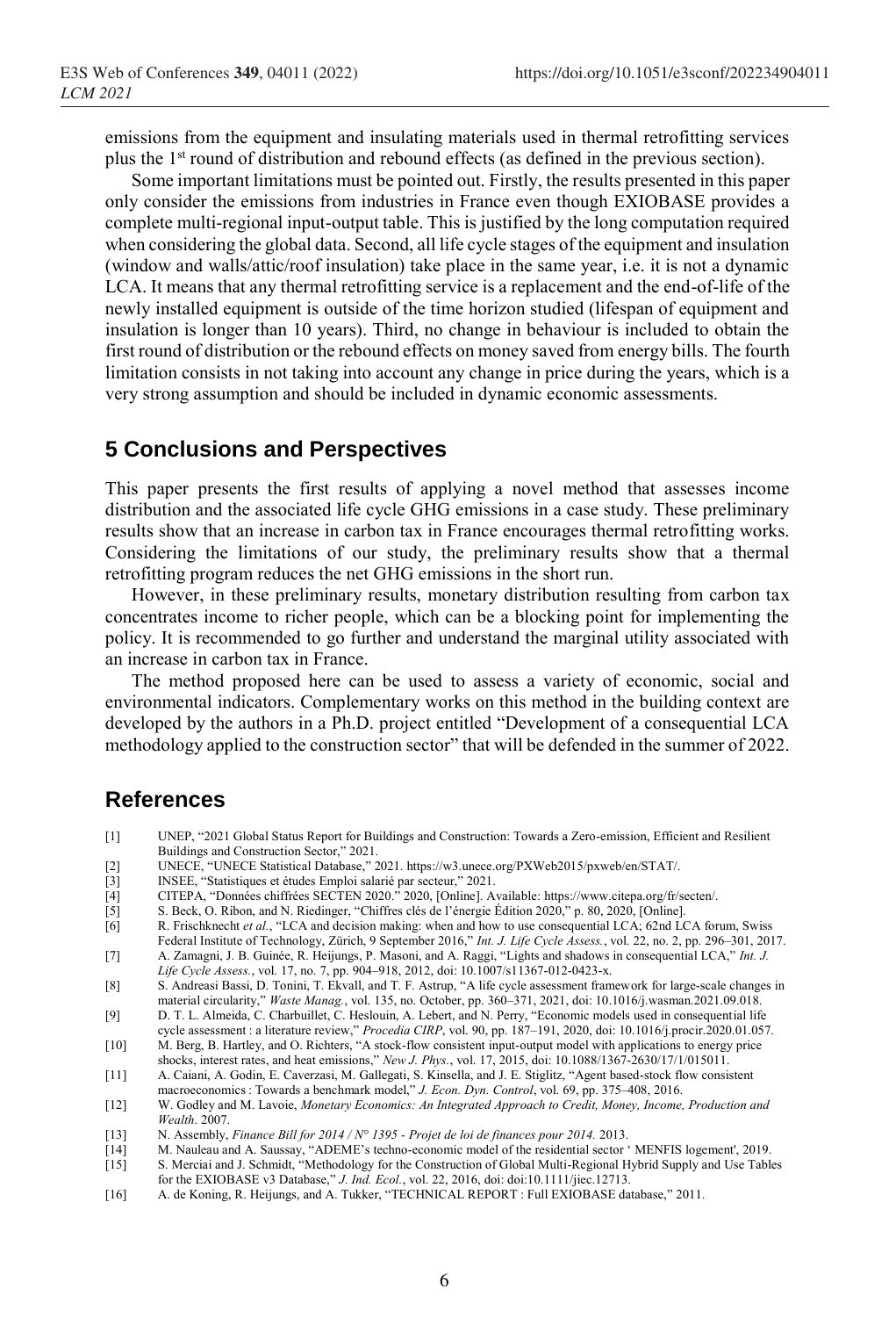emissions from the equipment and insulating materials used in thermal retrofitting services plus the 1st round of distribution and rebound effects (as defined in the previous section).

Some important limitations must be pointed out. Firstly, the results presented in this paper only consider the emissions from industries in France even though EXIOBASE provides a complete multi-regional input-output table. This is justified by the long computation required when considering the global data. Second, all life cycle stages of the equipment and insulation (window and walls/attic/roof insulation) take place in the same year, i.e. it is not a dynamic LCA. It means that any thermal retrofitting service is a replacement and the end-of-life of the newly installed equipment is outside of the time horizon studied (lifespan of equipment and insulation is longer than 10 years). Third, no change in behaviour is included to obtain the first round of distribution or the rebound effects on money saved from energy bills. The fourth limitation consists in not taking into account any change in price during the years, which is a very strong assumption and should be included in dynamic economic assessments.

## 5 Conclusions and Perspectives

This paper presents the first results of applying a novel method that assesses income distribution and the associated life cycle GHG emissions in a case study. These preliminary results show that an increase in carbon tax in France encourages thermal retrofitting works. Considering the limitations of our study, the preliminary results show that a thermal retrofitting program reduces the net GHG emissions in the short run.

However, in these preliminary results, monetary distribution resulting from carbon tax concentrates income to richer people, which can be a blocking point for implementing the policy. It is recommended to go further and understand the marginal utility associated with an increase in carbon tax in France.

The method proposed here can be used to assess a variety of economic, social and environmental indicators. Complementary works on this method in the building context are developed by the authors in a Ph.D. project entitled "Development of a consequential LCA methodology applied to the construction sector" that will be defended in the summer of 2022.

## References

[1] UNEP, "2021 Global Status Report for Buildings and Construction: Towards a Zero-emission, Efficient and Resilient Buildings and Construction Sector," 2021.

[2] UNECE, "UNECE Statistical Database," 2021. https://w3.unece.org/PXWeb2015/pxweb/en/STAT/.

[3] INSEE, "Statistiques et études Emploi salarié par secteur," 2021.

[4] CITEPA, "Données chiffrées SECTEN 2020." 2020, [Online]. Available: https://www.citepa.org/fr/secten/.

[5] S. Beck, O. Ribon, and N. Riedinger, "Chiffres clés de l'énergie Édition 2020," p. 80, 2020, [Online].

[6] R. Frischknecht *et al.*, "LCA and decision making: when and how to use consequential LCA; 62nd LCA forum, Swiss Federal Institute of Technology, Zürich, 9 September 2016," *Int. J. Life Cycle Assess.*, vol. 22, no. 2, pp. 296–301, 2017.

[7] A. Zamagni, J. B. Guinée, R. Heijungs, P. Masoni, and A. Raggi, "Lights and shadows in consequential LCA," *Int. J. Life Cycle Assess.*, vol. 17, no. 7, pp. 904–918, 2012, doi: 10.1007/s11367-012-0423-x.

[8] S. Andreasi Bassi, D. Tonini, T. Ekvall, and T. F. Astrup, "A life cycle assessment framework for large-scale changes in material circularity," *Waste Manag.*, vol. 135, no. October, pp. 360–371, 2021, doi: 10.1016/j.wasman.2021.09.018.

[9] D. T. L. Almeida, C. Charbuillet, C. Heslouin, A. Lebert, and N. Perry, "Economic models used in consequential life cycle assessment : a literature review," *Procedia CIRP*, vol. 90, pp. 187–191, 2020, doi: 10.1016/j.procir.2020.01.057.

[10] M. Berg, B. Hartley, and O. Richters, "A stock-flow consistent input-output model with applications to energy price shocks, interest rates, and heat emissions," *New J. Phys.*, vol. 17, 2015, doi: 10.1088/1367-2630/17/1/015011.

[11] A. Caiani, A. Godin, E. Caverzasi, M. Gallegati, S. Kinsella, and J. E. Stiglitz, "Agent based-stock flow consistent macroeconomics : Towards a benchmark model," *J. Econ. Dyn. Control*, vol. 69, pp. 375–408, 2016.

[12] W. Godley and M. Lavoie, *Monetary Economics: An Integrated Approach to Credit, Money, Income, Production and Wealth*. 2007.

[13] N. Assembly, *Finance Bill for 2014 / N° 1395 - Projet de loi de finances pour 2014.* 2013.

[14] M. Nauleau and A. Saussay, "ADEME's techno-economic model of the residential sector ' MENFIS logement', 2019.

[15] S. Merciai and J. Schmidt, "Methodology for the Construction of Global Multi-Regional Hybrid Supply and Use Tables for the EXIOBASE v3 Database," *J. Ind. Ecol.*, vol. 22, 2016, doi: doi:10.1111/jiec.12713.

[16] A. de Koning, R. Heijungs, and A. Tukker, "TECHNICAL REPORT : Full EXIOBASE database," 2011.